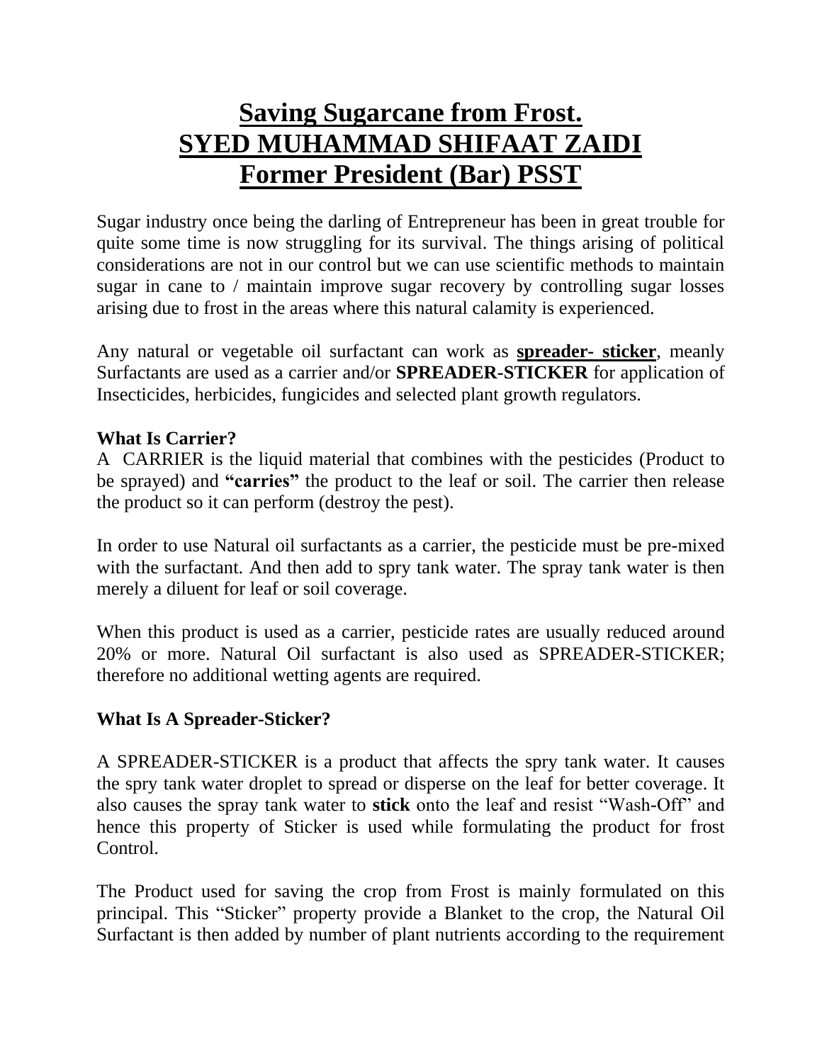# Saving Sugarcane from Frost.
# SYED MUHAMMAD SHIFAAT ZAIDI
# Former President (Bar) PSST

Sugar industry once being the darling of Entrepreneur has been in great trouble for quite some time is now struggling for its survival. The things arising of political considerations are not in our control but we can use scientific methods to maintain sugar in cane to / maintain improve sugar recovery by controlling sugar losses arising due to frost in the areas where this natural calamity is experienced.

Any natural or vegetable oil surfactant can work as **spreader- sticker**, meanly Surfactants are used as a carrier and/or **SPREADER-STICKER** for application of Insecticides, herbicides, fungicides and selected plant growth regulators.

**What Is Carrier?**

A CARRIER is the liquid material that combines with the pesticides (Product to be sprayed) and **"carries"** the product to the leaf or soil. The carrier then release the product so it can perform (destroy the pest).

In order to use Natural oil surfactants as a carrier, the pesticide must be pre-mixed with the surfactant. And then add to spry tank water. The spray tank water is then merely a diluent for leaf or soil coverage.

When this product is used as a carrier, pesticide rates are usually reduced around 20% or more. Natural Oil surfactant is also used as SPREADER-STICKER; therefore no additional wetting agents are required.

**What Is A Spreader-Sticker?**

A SPREADER-STICKER is a product that affects the spry tank water. It causes the spry tank water droplet to spread or disperse on the leaf for better coverage. It also causes the spray tank water to **stick** onto the leaf and resist "Wash-Off" and hence this property of Sticker is used while formulating the product for frost Control.

The Product used for saving the crop from Frost is mainly formulated on this principal. This "Sticker" property provide a Blanket to the crop, the Natural Oil Surfactant is then added by number of plant nutrients according to the requirement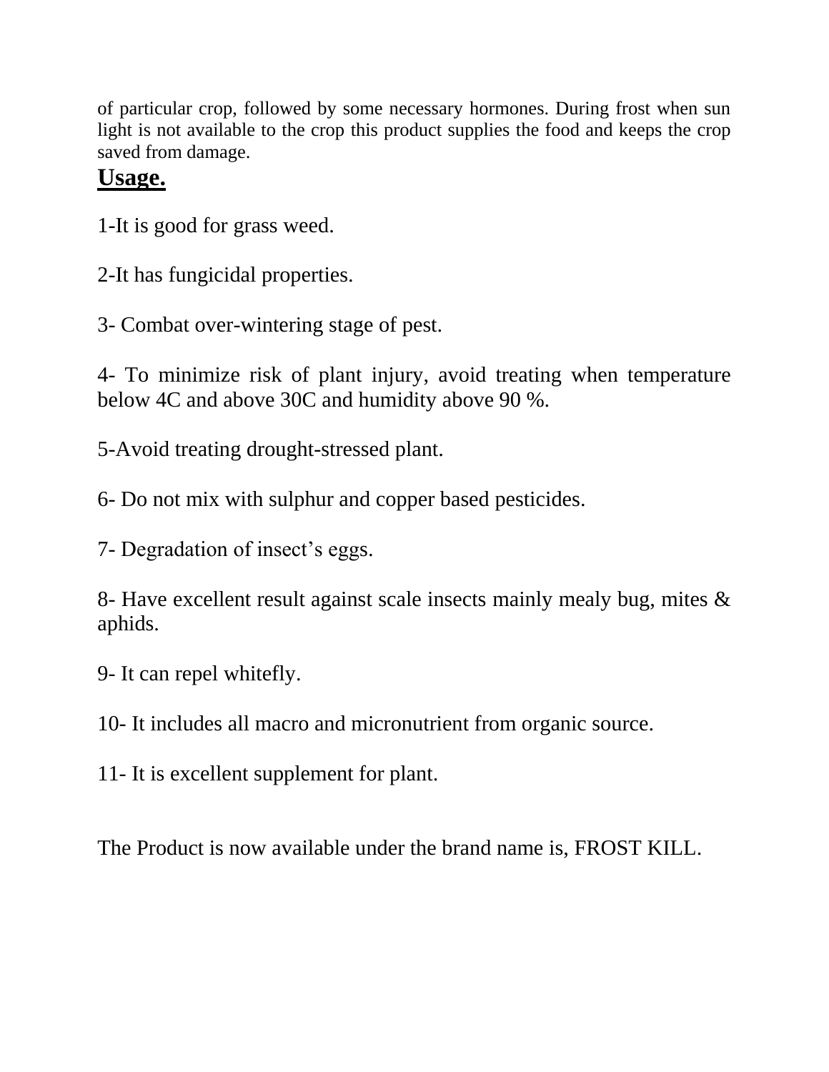of particular crop, followed by some necessary hormones. During frost when sun light is not available to the crop this product supplies the food and keeps the crop saved from damage.

## **Usage.**

1-It is good for grass weed.

2-It has fungicidal properties.

3- Combat over-wintering stage of pest.

4- To minimize risk of plant injury, avoid treating when temperature below 4C and above 30C and humidity above 90 %.

5-Avoid treating drought-stressed plant.

6- Do not mix with sulphur and copper based pesticides.

7- Degradation of insect's eggs.

8- Have excellent result against scale insects mainly mealy bug, mites & aphids.

9- It can repel whitefly.

10- It includes all macro and micronutrient from organic source.

11- It is excellent supplement for plant.

The Product is now available under the brand name is, FROST KILL.